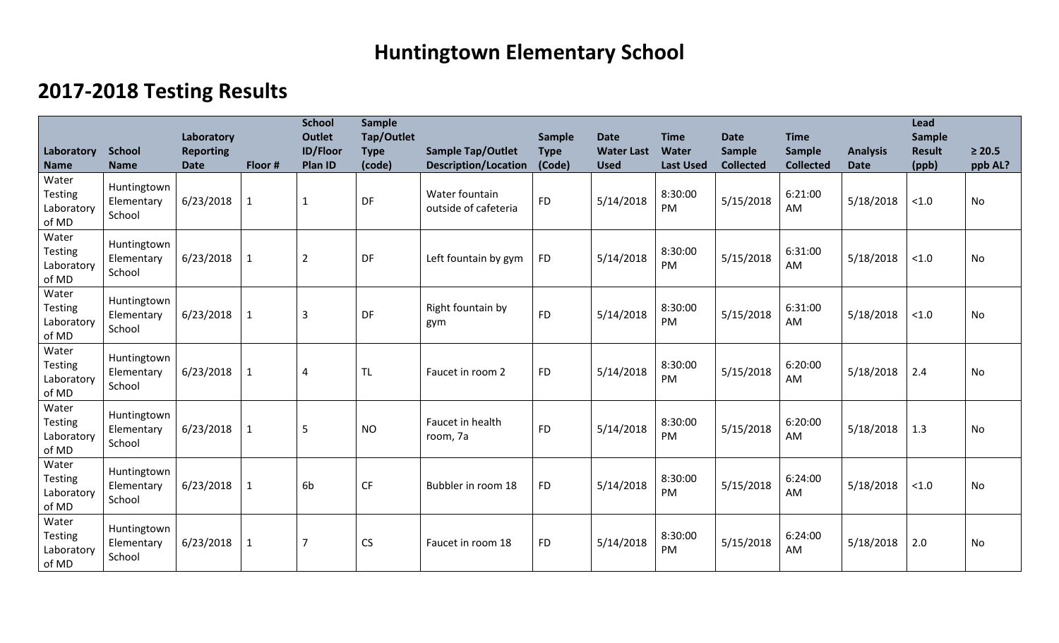# Huntingtown Elementary School

## 2017-2018 Testing Results

| Laboratory Name | School Name | Laboratory Reporting Date | Floor # | School Outlet ID/Floor Plan ID | Sample Tap/Outlet Type (code) | Sample Tap/Outlet Description/Location | Sample Type (Code) | Date Water Last Used | Time Water Last Used | Date Sample Collected | Time Sample Collected | Analysis Date | Lead Sample Result (ppb) | ≥ 20.5 ppb AL? |
|---|---|---|---|---|---|---|---|---|---|---|---|---|---|---|
| Water Testing Laboratory of MD | Huntingtown Elementary School | 6/23/2018 | 1 | 1 | DF | Water fountain outside of cafeteria | FD | 5/14/2018 | 8:30:00 PM | 5/15/2018 | 6:21:00 AM | 5/18/2018 | <1.0 | No |
| Water Testing Laboratory of MD | Huntingtown Elementary School | 6/23/2018 | 1 | 2 | DF | Left fountain by gym | FD | 5/14/2018 | 8:30:00 PM | 5/15/2018 | 6:31:00 AM | 5/18/2018 | <1.0 | No |
| Water Testing Laboratory of MD | Huntingtown Elementary School | 6/23/2018 | 1 | 3 | DF | Right fountain by gym | FD | 5/14/2018 | 8:30:00 PM | 5/15/2018 | 6:31:00 AM | 5/18/2018 | <1.0 | No |
| Water Testing Laboratory of MD | Huntingtown Elementary School | 6/23/2018 | 1 | 4 | TL | Faucet in room 2 | FD | 5/14/2018 | 8:30:00 PM | 5/15/2018 | 6:20:00 AM | 5/18/2018 | 2.4 | No |
| Water Testing Laboratory of MD | Huntingtown Elementary School | 6/23/2018 | 1 | 5 | NO | Faucet in health room, 7a | FD | 5/14/2018 | 8:30:00 PM | 5/15/2018 | 6:20:00 AM | 5/18/2018 | 1.3 | No |
| Water Testing Laboratory of MD | Huntingtown Elementary School | 6/23/2018 | 1 | 6b | CF | Bubbler in room 18 | FD | 5/14/2018 | 8:30:00 PM | 5/15/2018 | 6:24:00 AM | 5/18/2018 | <1.0 | No |
| Water Testing Laboratory of MD | Huntingtown Elementary School | 6/23/2018 | 1 | 7 | CS | Faucet in room 18 | FD | 5/14/2018 | 8:30:00 PM | 5/15/2018 | 6:24:00 AM | 5/18/2018 | 2.0 | No |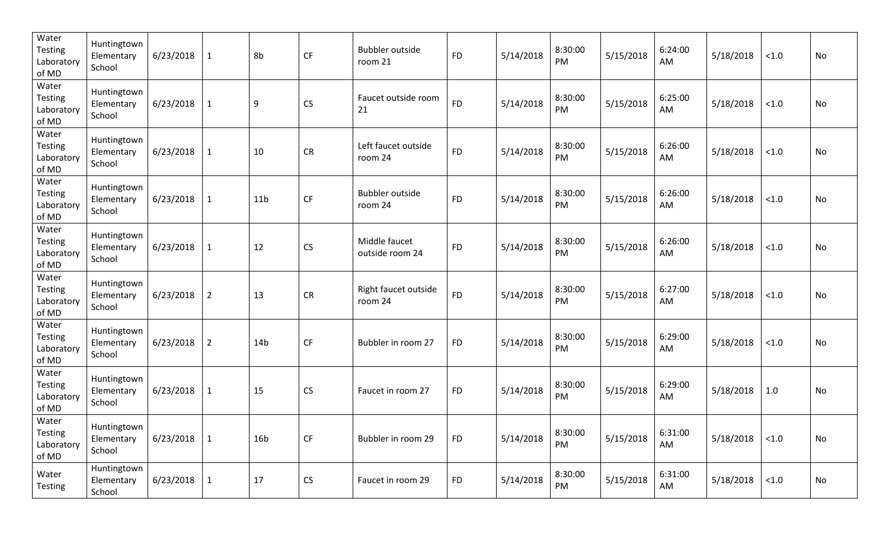| | | | | | | | | | | | | | | |
|---|---|---|---|---|---|---|---|---|---|---|---|---|---|---|
| Water Testing Laboratory of MD | Huntingtown Elementary School | 6/23/2018 | 1 | 8b | CF | Bubbler outside room 21 | FD | 5/14/2018 | 8:30:00 PM | 5/15/2018 | 6:24:00 AM | 5/18/2018 | <1.0 | No |
| Water Testing Laboratory of MD | Huntingtown Elementary School | 6/23/2018 | 1 | 9 | CS | Faucet outside room 21 | FD | 5/14/2018 | 8:30:00 PM | 5/15/2018 | 6:25:00 AM | 5/18/2018 | <1.0 | No |
| Water Testing Laboratory of MD | Huntingtown Elementary School | 6/23/2018 | 1 | 10 | CR | Left faucet outside room 24 | FD | 5/14/2018 | 8:30:00 PM | 5/15/2018 | 6:26:00 AM | 5/18/2018 | <1.0 | No |
| Water Testing Laboratory of MD | Huntingtown Elementary School | 6/23/2018 | 1 | 11b | CF | Bubbler outside room 24 | FD | 5/14/2018 | 8:30:00 PM | 5/15/2018 | 6:26:00 AM | 5/18/2018 | <1.0 | No |
| Water Testing Laboratory of MD | Huntingtown Elementary School | 6/23/2018 | 1 | 12 | CS | Middle faucet outside room 24 | FD | 5/14/2018 | 8:30:00 PM | 5/15/2018 | 6:26:00 AM | 5/18/2018 | <1.0 | No |
| Water Testing Laboratory of MD | Huntingtown Elementary School | 6/23/2018 | 2 | 13 | CR | Right faucet outside room 24 | FD | 5/14/2018 | 8:30:00 PM | 5/15/2018 | 6:27:00 AM | 5/18/2018 | <1.0 | No |
| Water Testing Laboratory of MD | Huntingtown Elementary School | 6/23/2018 | 2 | 14b | CF | Bubbler in room 27 | FD | 5/14/2018 | 8:30:00 PM | 5/15/2018 | 6:29:00 AM | 5/18/2018 | <1.0 | No |
| Water Testing Laboratory of MD | Huntingtown Elementary School | 6/23/2018 | 1 | 15 | CS | Faucet in room 27 | FD | 5/14/2018 | 8:30:00 PM | 5/15/2018 | 6:29:00 AM | 5/18/2018 | 1.0 | No |
| Water Testing Laboratory of MD | Huntingtown Elementary School | 6/23/2018 | 1 | 16b | CF | Bubbler in room 29 | FD | 5/14/2018 | 8:30:00 PM | 5/15/2018 | 6:31:00 AM | 5/18/2018 | <1.0 | No |
| Water Testing | Huntingtown Elementary School | 6/23/2018 | 1 | 17 | CS | Faucet in room 29 | FD | 5/14/2018 | 8:30:00 PM | 5/15/2018 | 6:31:00 AM | 5/18/2018 | <1.0 | No |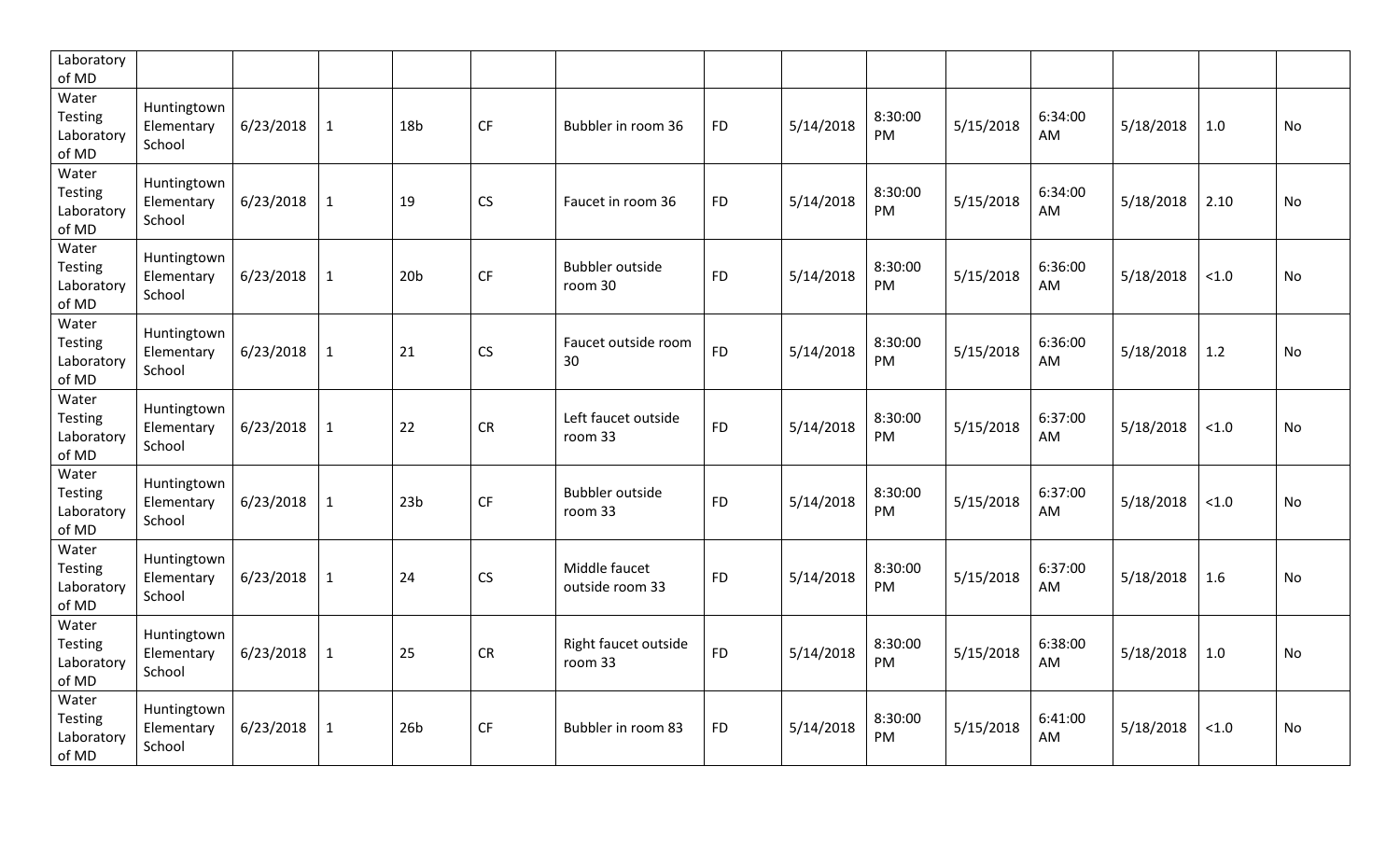| | | | | | | | | | | | | | | |
|---|---|---|---|---|---|---|---|---|---|---|---|---|---|---|
| Laboratory of MD | | | | | | | | | | | | | | |
| Water Testing Laboratory of MD | Huntingtown Elementary School | 6/23/2018 | 1 | 18b | CF | Bubbler in room 36 | FD | 5/14/2018 | 8:30:00 PM | 5/15/2018 | 6:34:00 AM | 5/18/2018 | 1.0 | No |
| Water Testing Laboratory of MD | Huntingtown Elementary School | 6/23/2018 | 1 | 19 | CS | Faucet in room 36 | FD | 5/14/2018 | 8:30:00 PM | 5/15/2018 | 6:34:00 AM | 5/18/2018 | 2.10 | No |
| Water Testing Laboratory of MD | Huntingtown Elementary School | 6/23/2018 | 1 | 20b | CF | Bubbler outside room 30 | FD | 5/14/2018 | 8:30:00 PM | 5/15/2018 | 6:36:00 AM | 5/18/2018 | <1.0 | No |
| Water Testing Laboratory of MD | Huntingtown Elementary School | 6/23/2018 | 1 | 21 | CS | Faucet outside room 30 | FD | 5/14/2018 | 8:30:00 PM | 5/15/2018 | 6:36:00 AM | 5/18/2018 | 1.2 | No |
| Water Testing Laboratory of MD | Huntingtown Elementary School | 6/23/2018 | 1 | 22 | CR | Left faucet outside room 33 | FD | 5/14/2018 | 8:30:00 PM | 5/15/2018 | 6:37:00 AM | 5/18/2018 | <1.0 | No |
| Water Testing Laboratory of MD | Huntingtown Elementary School | 6/23/2018 | 1 | 23b | CF | Bubbler outside room 33 | FD | 5/14/2018 | 8:30:00 PM | 5/15/2018 | 6:37:00 AM | 5/18/2018 | <1.0 | No |
| Water Testing Laboratory of MD | Huntingtown Elementary School | 6/23/2018 | 1 | 24 | CS | Middle faucet outside room 33 | FD | 5/14/2018 | 8:30:00 PM | 5/15/2018 | 6:37:00 AM | 5/18/2018 | 1.6 | No |
| Water Testing Laboratory of MD | Huntingtown Elementary School | 6/23/2018 | 1 | 25 | CR | Right faucet outside room 33 | FD | 5/14/2018 | 8:30:00 PM | 5/15/2018 | 6:38:00 AM | 5/18/2018 | 1.0 | No |
| Water Testing Laboratory of MD | Huntingtown Elementary School | 6/23/2018 | 1 | 26b | CF | Bubbler in room 83 | FD | 5/14/2018 | 8:30:00 PM | 5/15/2018 | 6:41:00 AM | 5/18/2018 | <1.0 | No |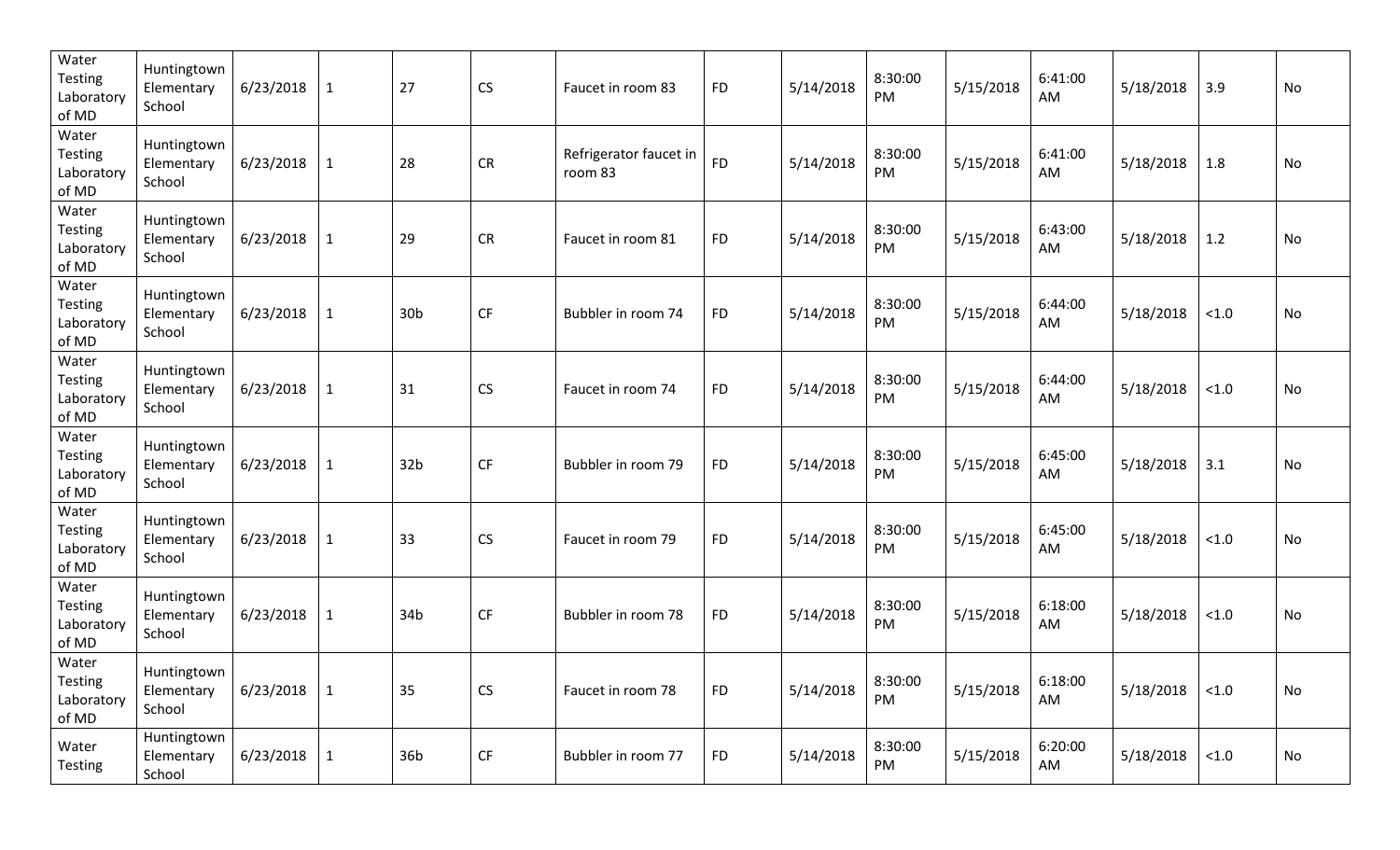| Water Testing Laboratory of MD | Huntingtown Elementary School | 6/23/2018 | 1 | 27 | CS | Faucet in room 83 | FD | 5/14/2018 | 8:30:00 PM | 5/15/2018 | 6:41:00 AM | 5/18/2018 | 3.9 | No |
|---|---|---|---|---|---|---|---|---|---|---|---|---|---|---|
| Water Testing Laboratory of MD | Huntingtown Elementary School | 6/23/2018 | 1 | 28 | CR | Refrigerator faucet in room 83 | FD | 5/14/2018 | 8:30:00 PM | 5/15/2018 | 6:41:00 AM | 5/18/2018 | 1.8 | No |
| Water Testing Laboratory of MD | Huntingtown Elementary School | 6/23/2018 | 1 | 29 | CR | Faucet in room 81 | FD | 5/14/2018 | 8:30:00 PM | 5/15/2018 | 6:43:00 AM | 5/18/2018 | 1.2 | No |
| Water Testing Laboratory of MD | Huntingtown Elementary School | 6/23/2018 | 1 | 30b | CF | Bubbler in room 74 | FD | 5/14/2018 | 8:30:00 PM | 5/15/2018 | 6:44:00 AM | 5/18/2018 | <1.0 | No |
| Water Testing Laboratory of MD | Huntingtown Elementary School | 6/23/2018 | 1 | 31 | CS | Faucet in room 74 | FD | 5/14/2018 | 8:30:00 PM | 5/15/2018 | 6:44:00 AM | 5/18/2018 | <1.0 | No |
| Water Testing Laboratory of MD | Huntingtown Elementary School | 6/23/2018 | 1 | 32b | CF | Bubbler in room 79 | FD | 5/14/2018 | 8:30:00 PM | 5/15/2018 | 6:45:00 AM | 5/18/2018 | 3.1 | No |
| Water Testing Laboratory of MD | Huntingtown Elementary School | 6/23/2018 | 1 | 33 | CS | Faucet in room 79 | FD | 5/14/2018 | 8:30:00 PM | 5/15/2018 | 6:45:00 AM | 5/18/2018 | <1.0 | No |
| Water Testing Laboratory of MD | Huntingtown Elementary School | 6/23/2018 | 1 | 34b | CF | Bubbler in room 78 | FD | 5/14/2018 | 8:30:00 PM | 5/15/2018 | 6:18:00 AM | 5/18/2018 | <1.0 | No |
| Water Testing Laboratory of MD | Huntingtown Elementary School | 6/23/2018 | 1 | 35 | CS | Faucet in room 78 | FD | 5/14/2018 | 8:30:00 PM | 5/15/2018 | 6:18:00 AM | 5/18/2018 | <1.0 | No |
| Water Testing | Huntingtown Elementary School | 6/23/2018 | 1 | 36b | CF | Bubbler in room 77 | FD | 5/14/2018 | 8:30:00 PM | 5/15/2018 | 6:20:00 AM | 5/18/2018 | <1.0 | No |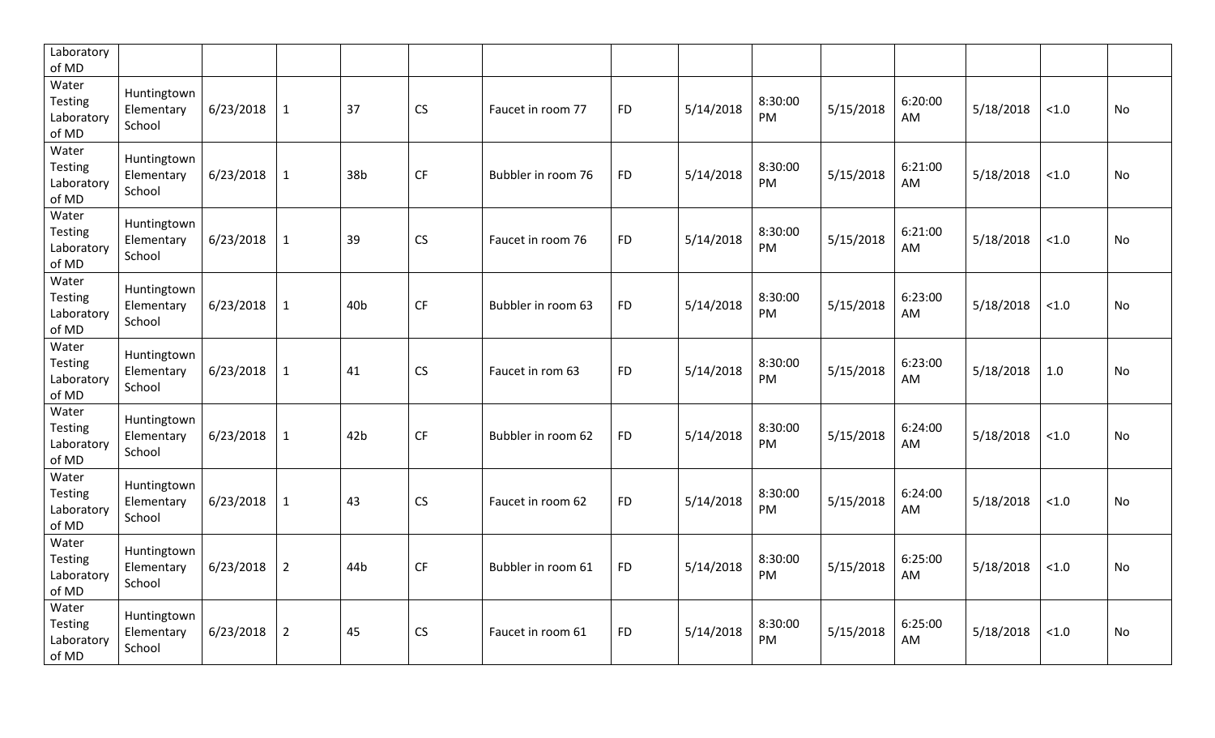| Laboratory of MD | | | | | | | | | | | | | | |
|---|---|---|---|---|---|---|---|---|---|---|---|---|---|---|
| Water Testing Laboratory of MD | Huntingtown Elementary School | 6/23/2018 | 1 | 37 | CS | Faucet in room 77 | FD | 5/14/2018 | 8:30:00 PM | 5/15/2018 | 6:20:00 AM | 5/18/2018 | <1.0 | No |
| Water Testing Laboratory of MD | Huntingtown Elementary School | 6/23/2018 | 1 | 38b | CF | Bubbler in room 76 | FD | 5/14/2018 | 8:30:00 PM | 5/15/2018 | 6:21:00 AM | 5/18/2018 | <1.0 | No |
| Water Testing Laboratory of MD | Huntingtown Elementary School | 6/23/2018 | 1 | 39 | CS | Faucet in room 76 | FD | 5/14/2018 | 8:30:00 PM | 5/15/2018 | 6:21:00 AM | 5/18/2018 | <1.0 | No |
| Water Testing Laboratory of MD | Huntingtown Elementary School | 6/23/2018 | 1 | 40b | CF | Bubbler in room 63 | FD | 5/14/2018 | 8:30:00 PM | 5/15/2018 | 6:23:00 AM | 5/18/2018 | <1.0 | No |
| Water Testing Laboratory of MD | Huntingtown Elementary School | 6/23/2018 | 1 | 41 | CS | Faucet in rom 63 | FD | 5/14/2018 | 8:30:00 PM | 5/15/2018 | 6:23:00 AM | 5/18/2018 | 1.0 | No |
| Water Testing Laboratory of MD | Huntingtown Elementary School | 6/23/2018 | 1 | 42b | CF | Bubbler in room 62 | FD | 5/14/2018 | 8:30:00 PM | 5/15/2018 | 6:24:00 AM | 5/18/2018 | <1.0 | No |
| Water Testing Laboratory of MD | Huntingtown Elementary School | 6/23/2018 | 1 | 43 | CS | Faucet in room 62 | FD | 5/14/2018 | 8:30:00 PM | 5/15/2018 | 6:24:00 AM | 5/18/2018 | <1.0 | No |
| Water Testing Laboratory of MD | Huntingtown Elementary School | 6/23/2018 | 2 | 44b | CF | Bubbler in room 61 | FD | 5/14/2018 | 8:30:00 PM | 5/15/2018 | 6:25:00 AM | 5/18/2018 | <1.0 | No |
| Water Testing Laboratory of MD | Huntingtown Elementary School | 6/23/2018 | 2 | 45 | CS | Faucet in room 61 | FD | 5/14/2018 | 8:30:00 PM | 5/15/2018 | 6:25:00 AM | 5/18/2018 | <1.0 | No |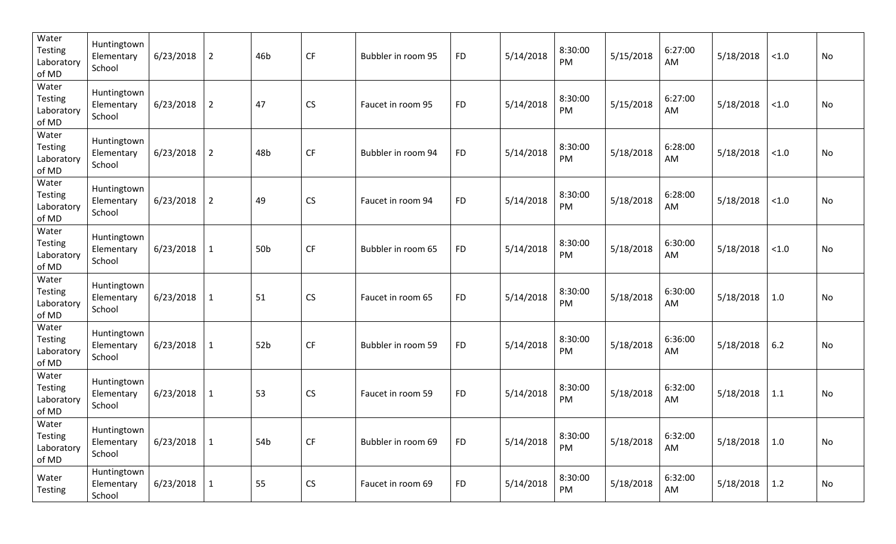| | | | | | | | | | | | | | | |
|---|---|---|---|---|---|---|---|---|---|---|---|---|---|---|
| Water Testing Laboratory of MD | Huntingtown Elementary School | 6/23/2018 | 2 | 46b | CF | Bubbler in room 95 | FD | 5/14/2018 | 8:30:00 PM | 5/15/2018 | 6:27:00 AM | 5/18/2018 | <1.0 | No |
| Water Testing Laboratory of MD | Huntingtown Elementary School | 6/23/2018 | 2 | 47 | CS | Faucet in room 95 | FD | 5/14/2018 | 8:30:00 PM | 5/15/2018 | 6:27:00 AM | 5/18/2018 | <1.0 | No |
| Water Testing Laboratory of MD | Huntingtown Elementary School | 6/23/2018 | 2 | 48b | CF | Bubbler in room 94 | FD | 5/14/2018 | 8:30:00 PM | 5/18/2018 | 6:28:00 AM | 5/18/2018 | <1.0 | No |
| Water Testing Laboratory of MD | Huntingtown Elementary School | 6/23/2018 | 2 | 49 | CS | Faucet in room 94 | FD | 5/14/2018 | 8:30:00 PM | 5/18/2018 | 6:28:00 AM | 5/18/2018 | <1.0 | No |
| Water Testing Laboratory of MD | Huntingtown Elementary School | 6/23/2018 | 1 | 50b | CF | Bubbler in room 65 | FD | 5/14/2018 | 8:30:00 PM | 5/18/2018 | 6:30:00 AM | 5/18/2018 | <1.0 | No |
| Water Testing Laboratory of MD | Huntingtown Elementary School | 6/23/2018 | 1 | 51 | CS | Faucet in room 65 | FD | 5/14/2018 | 8:30:00 PM | 5/18/2018 | 6:30:00 AM | 5/18/2018 | 1.0 | No |
| Water Testing Laboratory of MD | Huntingtown Elementary School | 6/23/2018 | 1 | 52b | CF | Bubbler in room 59 | FD | 5/14/2018 | 8:30:00 PM | 5/18/2018 | 6:36:00 AM | 5/18/2018 | 6.2 | No |
| Water Testing Laboratory of MD | Huntingtown Elementary School | 6/23/2018 | 1 | 53 | CS | Faucet in room 59 | FD | 5/14/2018 | 8:30:00 PM | 5/18/2018 | 6:32:00 AM | 5/18/2018 | 1.1 | No |
| Water Testing Laboratory of MD | Huntingtown Elementary School | 6/23/2018 | 1 | 54b | CF | Bubbler in room 69 | FD | 5/14/2018 | 8:30:00 PM | 5/18/2018 | 6:32:00 AM | 5/18/2018 | 1.0 | No |
| Water Testing | Huntingtown Elementary School | 6/23/2018 | 1 | 55 | CS | Faucet in room 69 | FD | 5/14/2018 | 8:30:00 PM | 5/18/2018 | 6:32:00 AM | 5/18/2018 | 1.2 | No |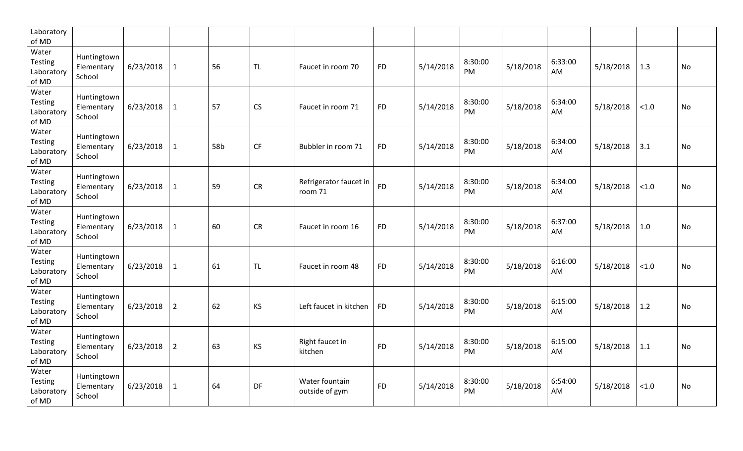| Laboratory of MD | | | | | | | | | | | | | | |
|---|---|---|---|---|---|---|---|---|---|---|---|---|---|---|
| Water Testing Laboratory of MD | Huntingtown Elementary School | 6/23/2018 | 1 | 56 | TL | Faucet in room 70 | FD | 5/14/2018 | 8:30:00 PM | 5/18/2018 | 6:33:00 AM | 5/18/2018 | 1.3 | No |
| Water Testing Laboratory of MD | Huntingtown Elementary School | 6/23/2018 | 1 | 57 | CS | Faucet in room 71 | FD | 5/14/2018 | 8:30:00 PM | 5/18/2018 | 6:34:00 AM | 5/18/2018 | <1.0 | No |
| Water Testing Laboratory of MD | Huntingtown Elementary School | 6/23/2018 | 1 | 58b | CF | Bubbler in room 71 | FD | 5/14/2018 | 8:30:00 PM | 5/18/2018 | 6:34:00 AM | 5/18/2018 | 3.1 | No |
| Water Testing Laboratory of MD | Huntingtown Elementary School | 6/23/2018 | 1 | 59 | CR | Refrigerator faucet in room 71 | FD | 5/14/2018 | 8:30:00 PM | 5/18/2018 | 6:34:00 AM | 5/18/2018 | <1.0 | No |
| Water Testing Laboratory of MD | Huntingtown Elementary School | 6/23/2018 | 1 | 60 | CR | Faucet in room 16 | FD | 5/14/2018 | 8:30:00 PM | 5/18/2018 | 6:37:00 AM | 5/18/2018 | 1.0 | No |
| Water Testing Laboratory of MD | Huntingtown Elementary School | 6/23/2018 | 1 | 61 | TL | Faucet in room 48 | FD | 5/14/2018 | 8:30:00 PM | 5/18/2018 | 6:16:00 AM | 5/18/2018 | <1.0 | No |
| Water Testing Laboratory of MD | Huntingtown Elementary School | 6/23/2018 | 2 | 62 | KS | Left faucet in kitchen | FD | 5/14/2018 | 8:30:00 PM | 5/18/2018 | 6:15:00 AM | 5/18/2018 | 1.2 | No |
| Water Testing Laboratory of MD | Huntingtown Elementary School | 6/23/2018 | 2 | 63 | KS | Right faucet in kitchen | FD | 5/14/2018 | 8:30:00 PM | 5/18/2018 | 6:15:00 AM | 5/18/2018 | 1.1 | No |
| Water Testing Laboratory of MD | Huntingtown Elementary School | 6/23/2018 | 1 | 64 | DF | Water fountain outside of gym | FD | 5/14/2018 | 8:30:00 PM | 5/18/2018 | 6:54:00 AM | 5/18/2018 | <1.0 | No |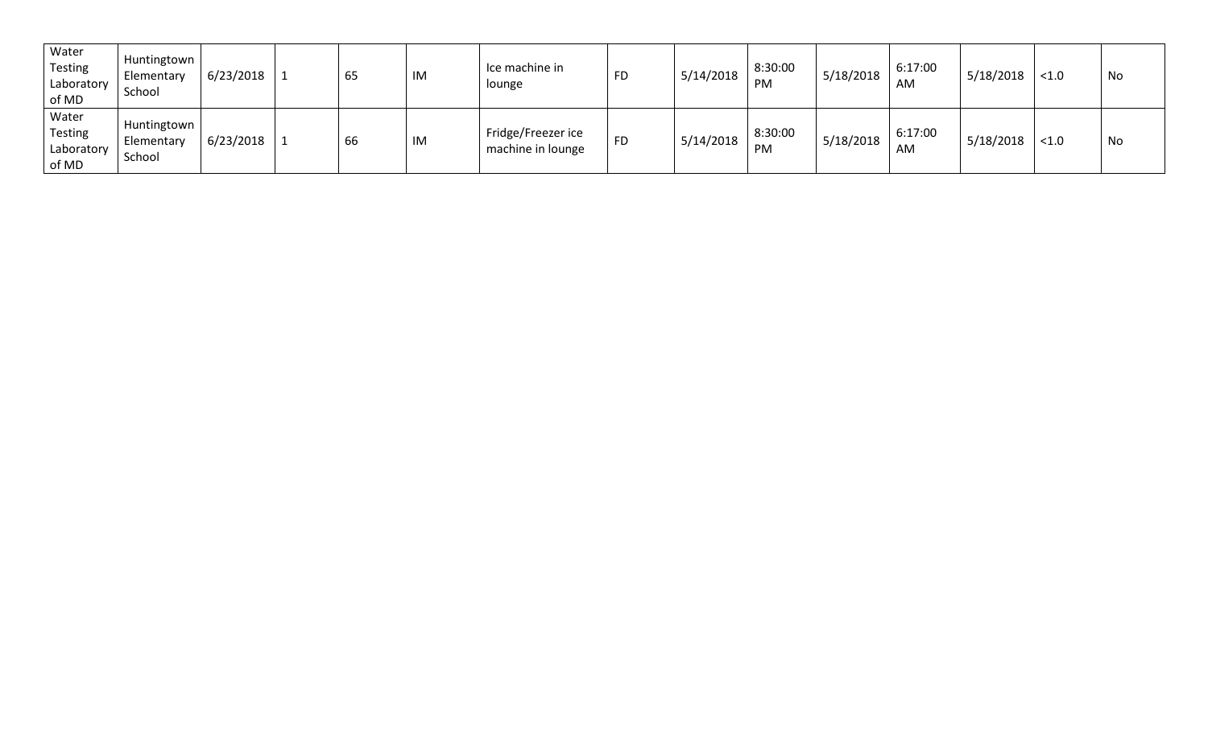| | | | | | | | | | | | | | | |
|---|---|---|---|---|---|---|---|---|---|---|---|---|---|---|
| Water Testing Laboratory of MD | Huntingtown Elementary School | 6/23/2018 | 1 | 65 | IM | Ice machine in lounge | FD | 5/14/2018 | 8:30:00 PM | 5/18/2018 | 6:17:00 AM | 5/18/2018 | <1.0 | No |
| Water Testing Laboratory of MD | Huntingtown Elementary School | 6/23/2018 | 1 | 66 | IM | Fridge/Freezer ice machine in lounge | FD | 5/14/2018 | 8:30:00 PM | 5/18/2018 | 6:17:00 AM | 5/18/2018 | <1.0 | No |